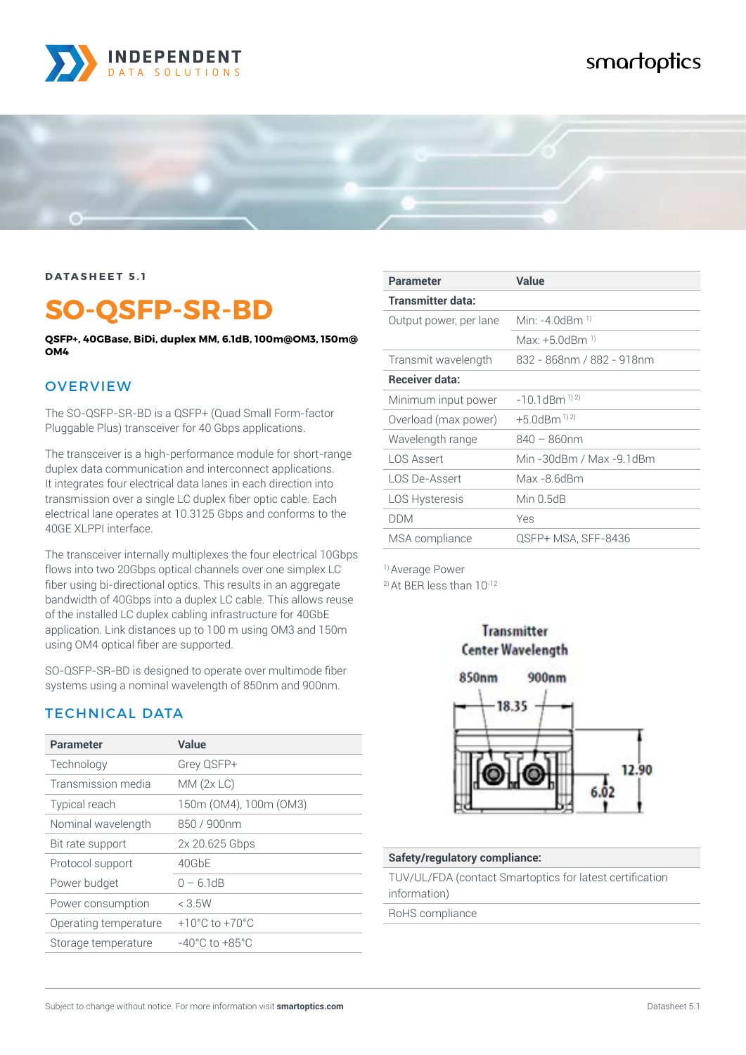DATASHEET 5.1

# SO-QSFP-SR-BD

**QSFP+, 40GBase, BiDi, duplex MM, 6.1dB, 100m@OM3, 150m@ OM4**

## OVERVIEW

The SO-QSFP-SR-BD is a QSFP+ (Quad Small Form-factor Pluggable Plus) transceiver for 40 Gbps applications.

The transceiver is a high-performance module for short-range duplex data communication and interconnect applications. It integrates four electrical data lanes in each direction into transmission over a single LC duplex fiber optic cable. Each electrical lane operates at 10.3125 Gbps and conforms to the 40GE XLPPI interface.

The transceiver internally multiplexes the four electrical 10Gbps flows into two 20Gbps optical channels over one simplex LC fiber using bi-directional optics. This results in an aggregate bandwidth of 40Gbps into a duplex LC cable. This allows reuse of the installed LC duplex cabling infrastructure for 40GbE application. Link distances up to 100 m using OM3 and 150m using OM4 optical fiber are supported.

SO-QSFP-SR-BD is designed to operate over multimode fiber systems using a nominal wavelength of 850nm and 900nm.

## TECHNICAL DATA

| Parameter | Value |
|---|---|
| Technology | Grey QSFP+ |
| Transmission media | MM (2x LC) |
| Typical reach | 150m (OM4), 100m (OM3) |
| Nominal wavelength | 850 / 900nm |
| Bit rate support | 2x 20.625 Gbps |
| Protocol support | 40GbE |
| Power budget | 0 – 6.1dB |
| Power consumption | < 3.5W |
| Operating temperature | +10°C to +70°C |
| Storage temperature | -40°C to +85°C |

| Parameter | Value |
|---|---|
| **Transmitter data:** | |
| Output power, per lane | Min: -4.0dBm [1] |
| | Max: +5.0dBm [1] |
| Transmit wavelength | 832 - 868nm / 882 - 918nm |
| **Receiver data:** | |
| Minimum input power | -10.1dBm [1][2] |
| Overload (max power) | +5.0dBm [1][2] |
| Wavelength range | 840 – 860nm |
| LOS Assert | Min -30dBm / Max -9.1dBm |
| LOS De-Assert | Max -8.6dBm |
| LOS Hysteresis | Min 0.5dB |
| DDM | Yes |
| MSA compliance | QSFP+ MSA, SFF-8436 |

[1] Average Power
[2] At BER less than $10^{-12}$

Transmitter Center Wavelength

850nm 900nm

18.35

12.90

6.02

| Safety/regulatory compliance: |
|---|
| TUV/UL/FDA (contact Smartoptics for latest certification information) |
| RoHS compliance |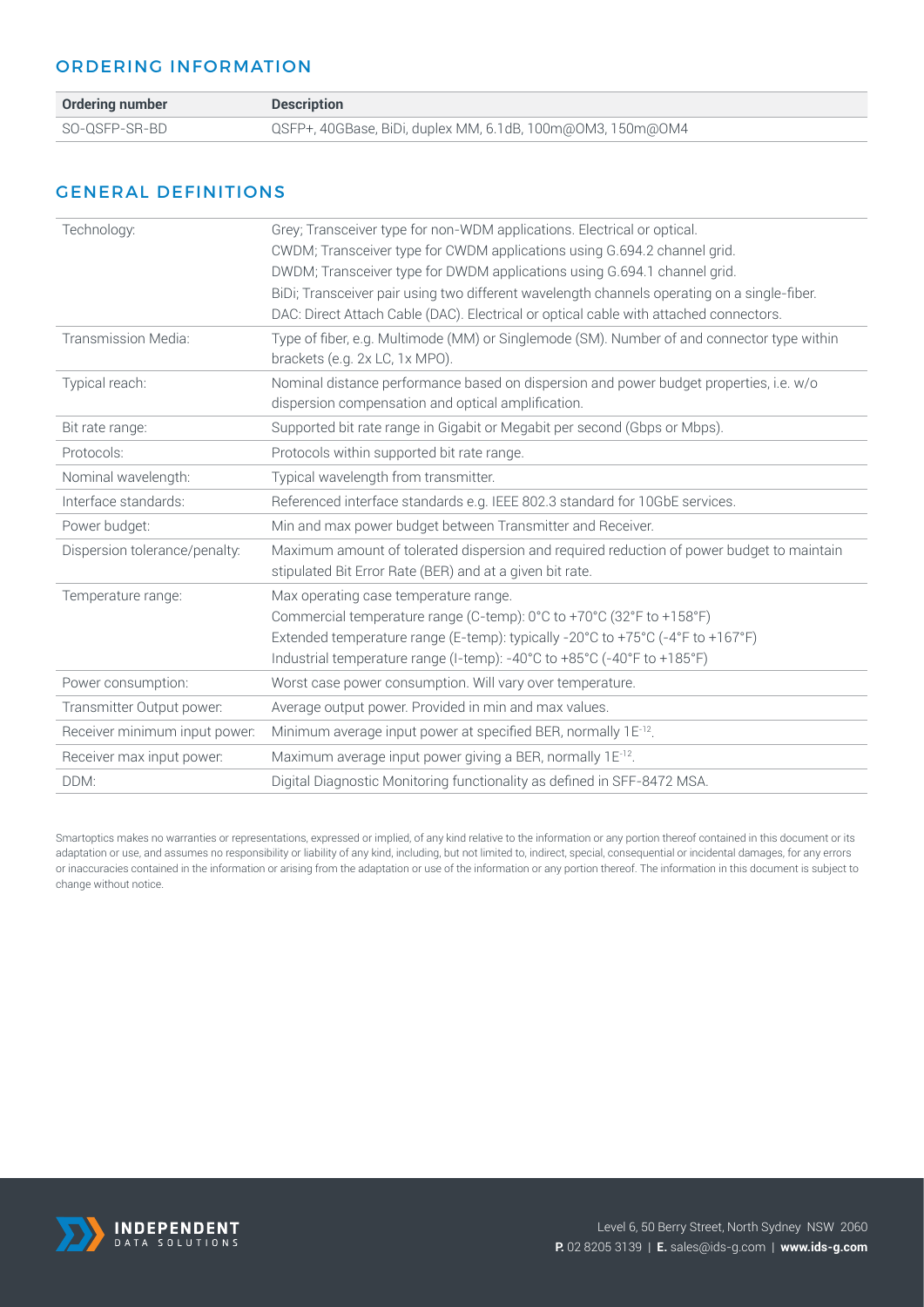## ORDERING INFORMATION

| Ordering number | Description |
|---|---|
| SO-QSFP-SR-BD | QSFP+, 40GBase, BiDi, duplex MM, 6.1dB, 100m@OM3, 150m@OM4 |

## GENERAL DEFINITIONS

| | |
|---|---|
| Technology: | Grey; Transceiver type for non-WDM applications. Electrical or optical.<br>CWDM; Transceiver type for CWDM applications using G.694.2 channel grid.<br>DWDM; Transceiver type for DWDM applications using G.694.1 channel grid.<br>BiDi; Transceiver pair using two different wavelength channels operating on a single-fiber.<br>DAC: Direct Attach Cable (DAC). Electrical or optical cable with attached connectors. |
| Transmission Media: | Type of fiber, e.g. Multimode (MM) or Singlemode (SM). Number of and connector type within brackets (e.g. 2x LC, 1x MPO). |
| Typical reach: | Nominal distance performance based on dispersion and power budget properties, i.e. w/o dispersion compensation and optical amplification. |
| Bit rate range: | Supported bit rate range in Gigabit or Megabit per second (Gbps or Mbps). |
| Protocols: | Protocols within supported bit rate range. |
| Nominal wavelength: | Typical wavelength from transmitter. |
| Interface standards: | Referenced interface standards e.g. IEEE 802.3 standard for 10GbE services. |
| Power budget: | Min and max power budget between Transmitter and Receiver. |
| Dispersion tolerance/penalty: | Maximum amount of tolerated dispersion and required reduction of power budget to maintain stipulated Bit Error Rate (BER) and at a given bit rate. |
| Temperature range: | Max operating case temperature range.<br>Commercial temperature range (C-temp): 0°C to +70°C (32°F to +158°F)<br>Extended temperature range (E-temp): typically -20°C to +75°C (-4°F to +167°F)<br>Industrial temperature range (I-temp): -40°C to +85°C (-40°F to +185°F) |
| Power consumption: | Worst case power consumption. Will vary over temperature. |
| Transmitter Output power: | Average output power. Provided in min and max values. |
| Receiver minimum input power: | Minimum average input power at specified BER, normally $1E^{-12}$. |
| Receiver max input power: | Maximum average input power giving a BER, normally $1E^{-12}$. |
| DDM: | Digital Diagnostic Monitoring functionality as defined in SFF-8472 MSA. |

Smartoptics makes no warranties or representations, expressed or implied, of any kind relative to the information or any portion thereof contained in this document or its adaptation or use, and assumes no responsibility or liability of any kind, including, but not limited to, indirect, special, consequential or incidental damages, for any errors or inaccuracies contained in the information or arising from the adaptation or use of the information or any portion thereof. The information in this document is subject to change without notice.

INDEPENDENT DATA SOLUTIONS

Level 6, 50 Berry Street, North Sydney NSW 2060
**P.** 02 8205 3139 | **E.** sales@ids-g.com | **www.ids-g.com**